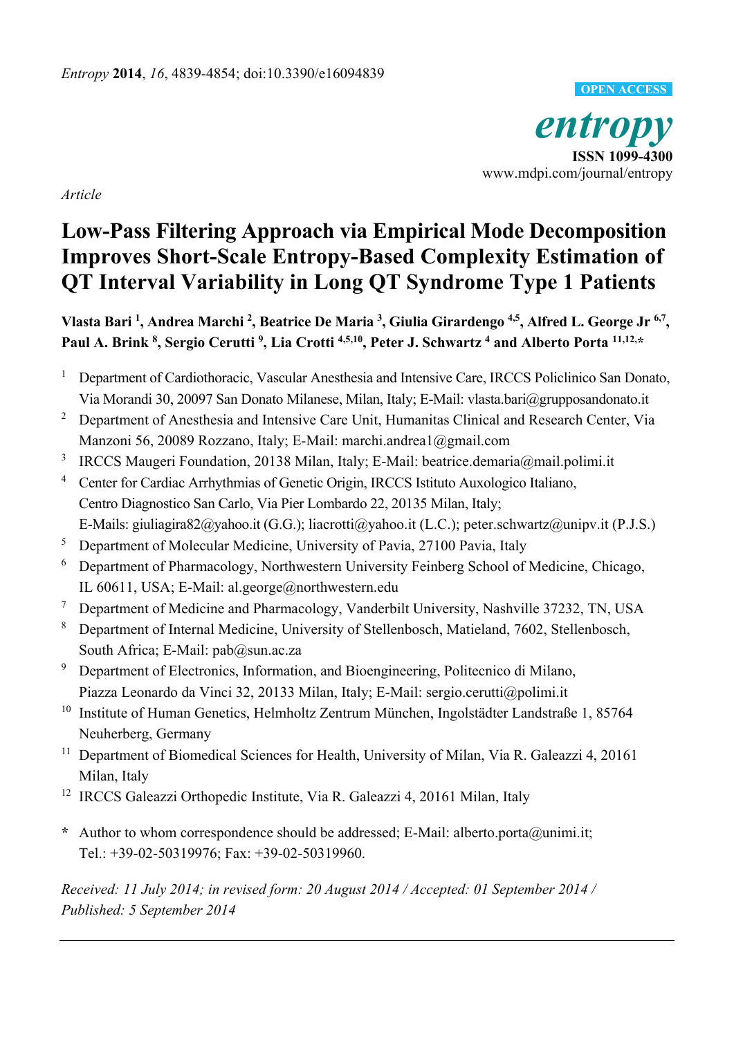*Entropy* **2014**, *16*, 4839-4854; doi:10.3390/e16094839

OPEN ACCESS

*entropy*
ISSN 1099-4300
www.mdpi.com/journal/entropy

*Article*

# Low-Pass Filtering Approach via Empirical Mode Decomposition Improves Short-Scale Entropy-Based Complexity Estimation of QT Interval Variability in Long QT Syndrome Type 1 Patients

**Vlasta Bari [1], Andrea Marchi [2], Beatrice De Maria [3], Giulia Girardengo [4,5], Alfred L. George Jr [6,7], Paul A. Brink [8], Sergio Cerutti [9], Lia Crotti [4,5,10], Peter J. Schwartz [4] and Alberto Porta [11,12,*]**

[1] Department of Cardiothoracic, Vascular Anesthesia and Intensive Care, IRCCS Policlinico San Donato, Via Morandi 30, 20097 San Donato Milanese, Milan, Italy; E-Mail: vlasta.bari@grupposandonato.it

[2] Department of Anesthesia and Intensive Care Unit, Humanitas Clinical and Research Center, Via Manzoni 56, 20089 Rozzano, Italy; E-Mail: marchi.andrea1@gmail.com

[3] IRCCS Maugeri Foundation, 20138 Milan, Italy; E-Mail: beatrice.demaria@mail.polimi.it

[4] Center for Cardiac Arrhythmias of Genetic Origin, IRCCS Istituto Auxologico Italiano, Centro Diagnostico San Carlo, Via Pier Lombardo 22, 20135 Milan, Italy; E-Mails: giuliagira82@yahoo.it (G.G.); liacrotti@yahoo.it (L.C.); peter.schwartz@unipv.it (P.J.S.)

[5] Department of Molecular Medicine, University of Pavia, 27100 Pavia, Italy

[6] Department of Pharmacology, Northwestern University Feinberg School of Medicine, Chicago, IL 60611, USA; E-Mail: al.george@northwestern.edu

[7] Department of Medicine and Pharmacology, Vanderbilt University, Nashville 37232, TN, USA

[8] Department of Internal Medicine, University of Stellenbosch, Matieland, 7602, Stellenbosch, South Africa; E-Mail: pab@sun.ac.za

[9] Department of Electronics, Information, and Bioengineering, Politecnico di Milano, Piazza Leonardo da Vinci 32, 20133 Milan, Italy; E-Mail: sergio.cerutti@polimi.it

[10] Institute of Human Genetics, Helmholtz Zentrum München, Ingolstädter Landstraße 1, 85764 Neuherberg, Germany

[11] Department of Biomedical Sciences for Health, University of Milan, Via R. Galeazzi 4, 20161 Milan, Italy

[12] IRCCS Galeazzi Orthopedic Institute, Via R. Galeazzi 4, 20161 Milan, Italy

\* Author to whom correspondence should be addressed; E-Mail: alberto.porta@unimi.it; Tel.: +39-02-50319976; Fax: +39-02-50319960.

*Received: 11 July 2014; in revised form: 20 August 2014 / Accepted: 01 September 2014 / Published: 5 September 2014*

---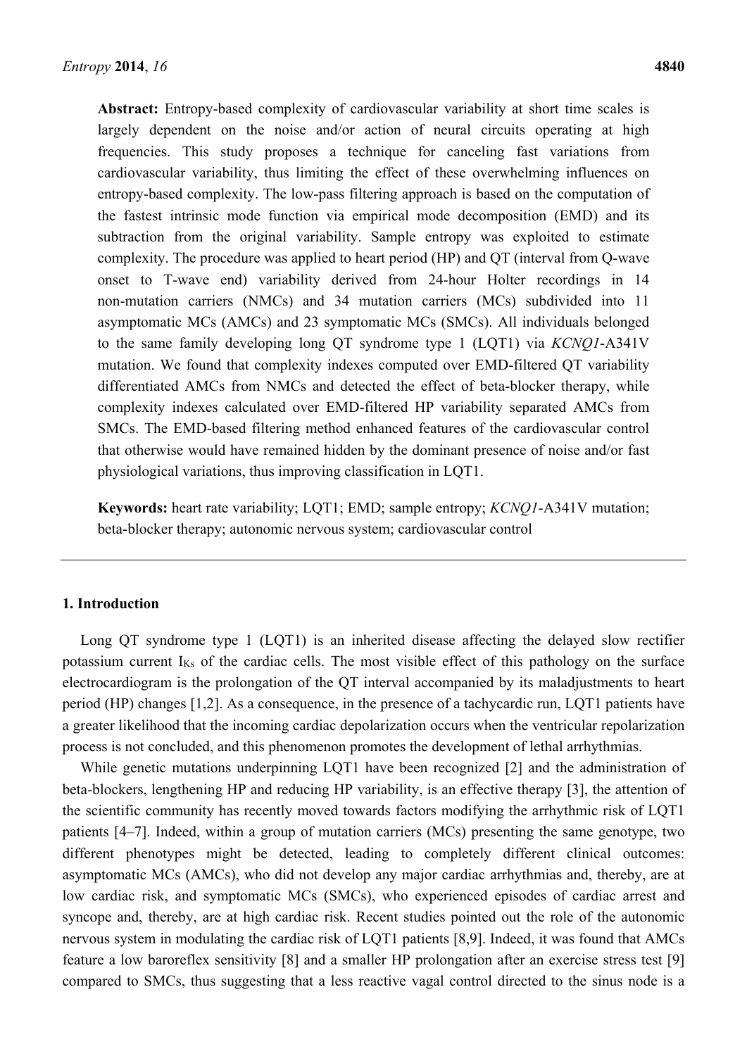**Abstract:** Entropy-based complexity of cardiovascular variability at short time scales is largely dependent on the noise and/or action of neural circuits operating at high frequencies. This study proposes a technique for canceling fast variations from cardiovascular variability, thus limiting the effect of these overwhelming influences on entropy-based complexity. The low-pass filtering approach is based on the computation of the fastest intrinsic mode function via empirical mode decomposition (EMD) and its subtraction from the original variability. Sample entropy was exploited to estimate complexity. The procedure was applied to heart period (HP) and QT (interval from Q-wave onset to T-wave end) variability derived from 24-hour Holter recordings in 14 non-mutation carriers (NMCs) and 34 mutation carriers (MCs) subdivided into 11 asymptomatic MCs (AMCs) and 23 symptomatic MCs (SMCs). All individuals belonged to the same family developing long QT syndrome type 1 (LQT1) via *KCNQ1*-A341V mutation. We found that complexity indexes computed over EMD-filtered QT variability differentiated AMCs from NMCs and detected the effect of beta-blocker therapy, while complexity indexes calculated over EMD-filtered HP variability separated AMCs from SMCs. The EMD-based filtering method enhanced features of the cardiovascular control that otherwise would have remained hidden by the dominant presence of noise and/or fast physiological variations, thus improving classification in LQT1.

**Keywords:** heart rate variability; LQT1; EMD; sample entropy; *KCNQ1*-A341V mutation; beta-blocker therapy; autonomic nervous system; cardiovascular control

## 1. Introduction

Long QT syndrome type 1 (LQT1) is an inherited disease affecting the delayed slow rectifier potassium current $I_{Ks}$ of the cardiac cells. The most visible effect of this pathology on the surface electrocardiogram is the prolongation of the QT interval accompanied by its maladjustments to heart period (HP) changes [1,2]. As a consequence, in the presence of a tachycardic run, LQT1 patients have a greater likelihood that the incoming cardiac depolarization occurs when the ventricular repolarization process is not concluded, and this phenomenon promotes the development of lethal arrhythmias.

While genetic mutations underpinning LQT1 have been recognized [2] and the administration of beta-blockers, lengthening HP and reducing HP variability, is an effective therapy [3], the attention of the scientific community has recently moved towards factors modifying the arrhythmic risk of LQT1 patients [4–7]. Indeed, within a group of mutation carriers (MCs) presenting the same genotype, two different phenotypes might be detected, leading to completely different clinical outcomes: asymptomatic MCs (AMCs), who did not develop any major cardiac arrhythmias and, thereby, are at low cardiac risk, and symptomatic MCs (SMCs), who experienced episodes of cardiac arrest and syncope and, thereby, are at high cardiac risk. Recent studies pointed out the role of the autonomic nervous system in modulating the cardiac risk of LQT1 patients [8,9]. Indeed, it was found that AMCs feature a low baroreflex sensitivity [8] and a smaller HP prolongation after an exercise stress test [9] compared to SMCs, thus suggesting that a less reactive vagal control directed to the sinus node is a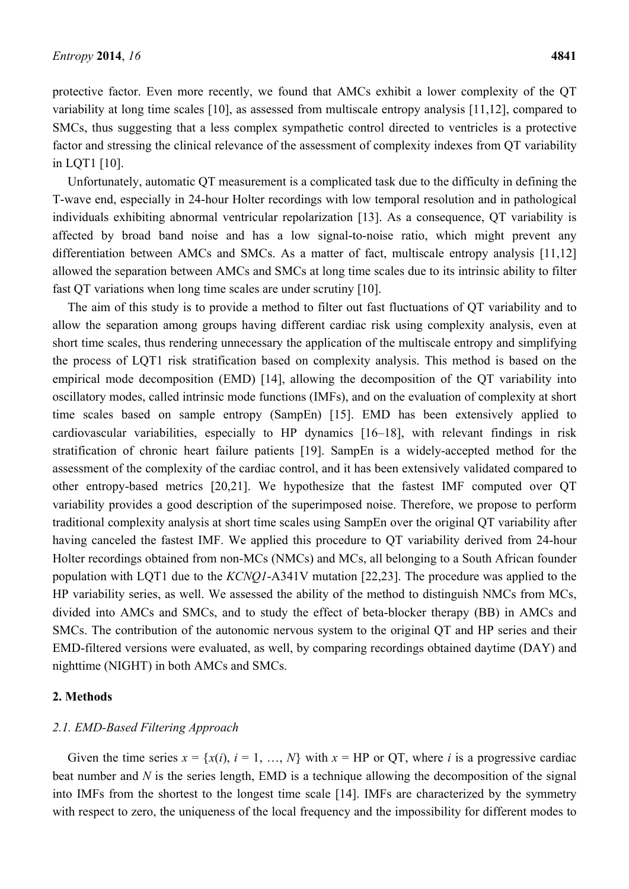protective factor. Even more recently, we found that AMCs exhibit a lower complexity of the QT variability at long time scales [10], as assessed from multiscale entropy analysis [11,12], compared to SMCs, thus suggesting that a less complex sympathetic control directed to ventricles is a protective factor and stressing the clinical relevance of the assessment of complexity indexes from QT variability in LQT1 [10].

Unfortunately, automatic QT measurement is a complicated task due to the difficulty in defining the T-wave end, especially in 24-hour Holter recordings with low temporal resolution and in pathological individuals exhibiting abnormal ventricular repolarization [13]. As a consequence, QT variability is affected by broad band noise and has a low signal-to-noise ratio, which might prevent any differentiation between AMCs and SMCs. As a matter of fact, multiscale entropy analysis [11,12] allowed the separation between AMCs and SMCs at long time scales due to its intrinsic ability to filter fast QT variations when long time scales are under scrutiny [10].

The aim of this study is to provide a method to filter out fast fluctuations of QT variability and to allow the separation among groups having different cardiac risk using complexity analysis, even at short time scales, thus rendering unnecessary the application of the multiscale entropy and simplifying the process of LQT1 risk stratification based on complexity analysis. This method is based on the empirical mode decomposition (EMD) [14], allowing the decomposition of the QT variability into oscillatory modes, called intrinsic mode functions (IMFs), and on the evaluation of complexity at short time scales based on sample entropy (SampEn) [15]. EMD has been extensively applied to cardiovascular variabilities, especially to HP dynamics [16–18], with relevant findings in risk stratification of chronic heart failure patients [19]. SampEn is a widely-accepted method for the assessment of the complexity of the cardiac control, and it has been extensively validated compared to other entropy-based metrics [20,21]. We hypothesize that the fastest IMF computed over QT variability provides a good description of the superimposed noise. Therefore, we propose to perform traditional complexity analysis at short time scales using SampEn over the original QT variability after having canceled the fastest IMF. We applied this procedure to QT variability derived from 24-hour Holter recordings obtained from non-MCs (NMCs) and MCs, all belonging to a South African founder population with LQT1 due to the *KCNQ1*-A341V mutation [22,23]. The procedure was applied to the HP variability series, as well. We assessed the ability of the method to distinguish NMCs from MCs, divided into AMCs and SMCs, and to study the effect of beta-blocker therapy (BB) in AMCs and SMCs. The contribution of the autonomic nervous system to the original QT and HP series and their EMD-filtered versions were evaluated, as well, by comparing recordings obtained daytime (DAY) and nighttime (NIGHT) in both AMCs and SMCs.

## 2. Methods

### 2.1. EMD-Based Filtering Approach

Given the time series $x = \{x(i), i = 1, \ldots, N\}$ with $x$ = HP or QT, where $i$ is a progressive cardiac beat number and $N$ is the series length, EMD is a technique allowing the decomposition of the signal into IMFs from the shortest to the longest time scale [14]. IMFs are characterized by the symmetry with respect to zero, the uniqueness of the local frequency and the impossibility for different modes to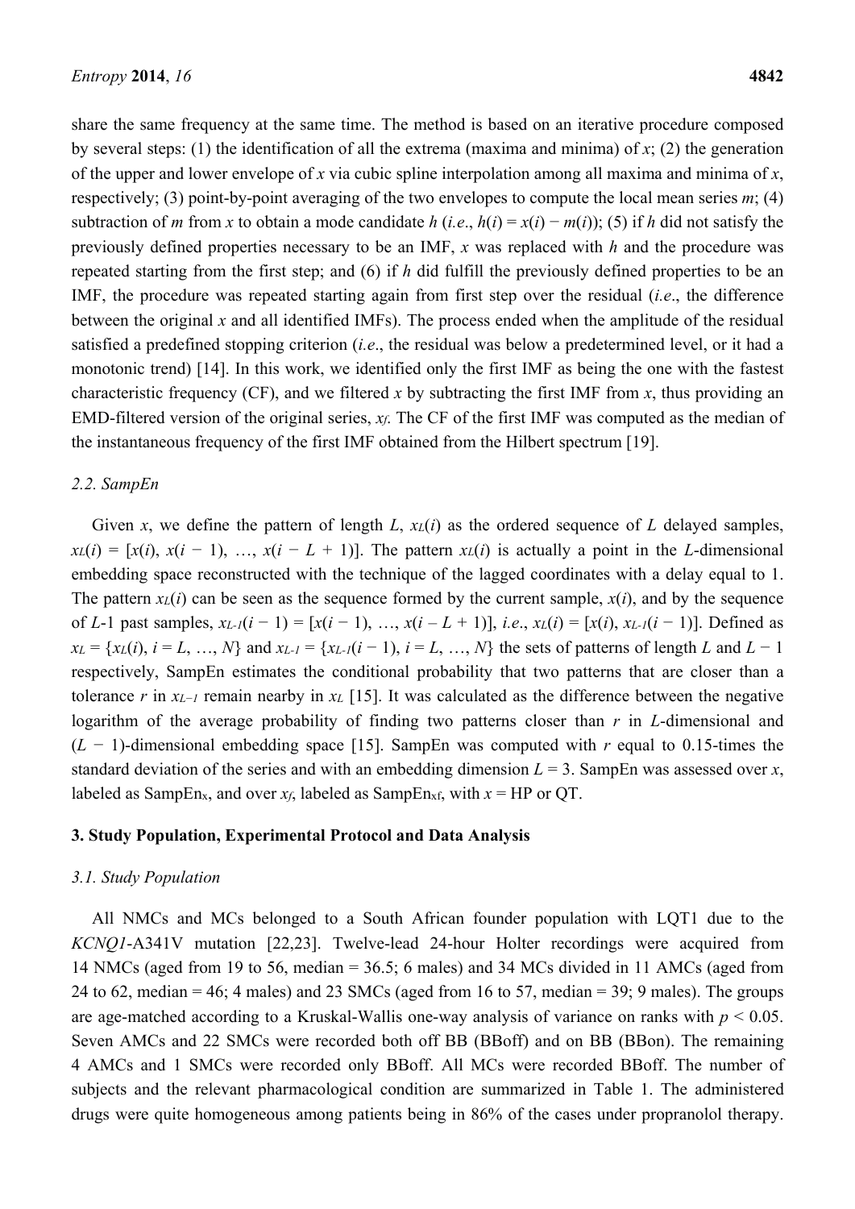share the same frequency at the same time. The method is based on an iterative procedure composed by several steps: (1) the identification of all the extrema (maxima and minima) of $x$; (2) the generation of the upper and lower envelope of $x$ via cubic spline interpolation among all maxima and minima of $x$, respectively; (3) point-by-point averaging of the two envelopes to compute the local mean series $m$; (4) subtraction of $m$ from $x$ to obtain a mode candidate $h$ (*i.e.*, $h(i) = x(i) - m(i)$); (5) if $h$ did not satisfy the previously defined properties necessary to be an IMF, $x$ was replaced with $h$ and the procedure was repeated starting from the first step; and (6) if $h$ did fulfill the previously defined properties to be an IMF, the procedure was repeated starting again from first step over the residual (*i.e.*, the difference between the original $x$ and all identified IMFs). The process ended when the amplitude of the residual satisfied a predefined stopping criterion (*i.e.*, the residual was below a predetermined level, or it had a monotonic trend) [14]. In this work, we identified only the first IMF as being the one with the fastest characteristic frequency (CF), and we filtered $x$ by subtracting the first IMF from $x$, thus providing an EMD-filtered version of the original series, $x_f$. The CF of the first IMF was computed as the median of the instantaneous frequency of the first IMF obtained from the Hilbert spectrum [19].

### 2.2. SampEn

Given $x$, we define the pattern of length $L$, $x_L(i)$ as the ordered sequence of $L$ delayed samples, $x_L(i) = [x(i), x(i-1), \ldots, x(i-L+1)]$. The pattern $x_L(i)$ is actually a point in the $L$-dimensional embedding space reconstructed with the technique of the lagged coordinates with a delay equal to 1. The pattern $x_L(i)$ can be seen as the sequence formed by the current sample, $x(i)$, and by the sequence of $L$-1 past samples, $x_{L-1}(i-1) = [x(i-1), \ldots, x(i-L+1)]$, *i.e.*, $x_L(i) = [x(i), x_{L-1}(i-1)]$. Defined as $x_L = \{x_L(i), i = L, \ldots, N\}$ and $x_{L-1} = \{x_{L-1}(i-1), i = L, \ldots, N\}$ the sets of patterns of length $L$ and $L-1$ respectively, SampEn estimates the conditional probability that two patterns that are closer than a tolerance $r$ in $x_{L-1}$ remain nearby in $x_L$ [15]. It was calculated as the difference between the negative logarithm of the average probability of finding two patterns closer than $r$ in $L$-dimensional and $(L-1)$-dimensional embedding space [15]. SampEn was computed with $r$ equal to 0.15-times the standard deviation of the series and with an embedding dimension $L = 3$. SampEn was assessed over $x$, labeled as $\text{SampEn}_x$, and over $x_f$, labeled as $\text{SampEn}_{xf}$, with $x$ = HP or QT.

## 3. Study Population, Experimental Protocol and Data Analysis

### 3.1. Study Population

All NMCs and MCs belonged to a South African founder population with LQT1 due to the *KCNQ1*-A341V mutation [22,23]. Twelve-lead 24-hour Holter recordings were acquired from 14 NMCs (aged from 19 to 56, median = 36.5; 6 males) and 34 MCs divided in 11 AMCs (aged from 24 to 62, median = 46; 4 males) and 23 SMCs (aged from 16 to 57, median = 39; 9 males). The groups are age-matched according to a Kruskal-Wallis one-way analysis of variance on ranks with $p < 0.05$. Seven AMCs and 22 SMCs were recorded both off BB (BBoff) and on BB (BBon). The remaining 4 AMCs and 1 SMCs were recorded only BBoff. All MCs were recorded BBoff. The number of subjects and the relevant pharmacological condition are summarized in Table 1. The administered drugs were quite homogeneous among patients being in 86% of the cases under propranolol therapy.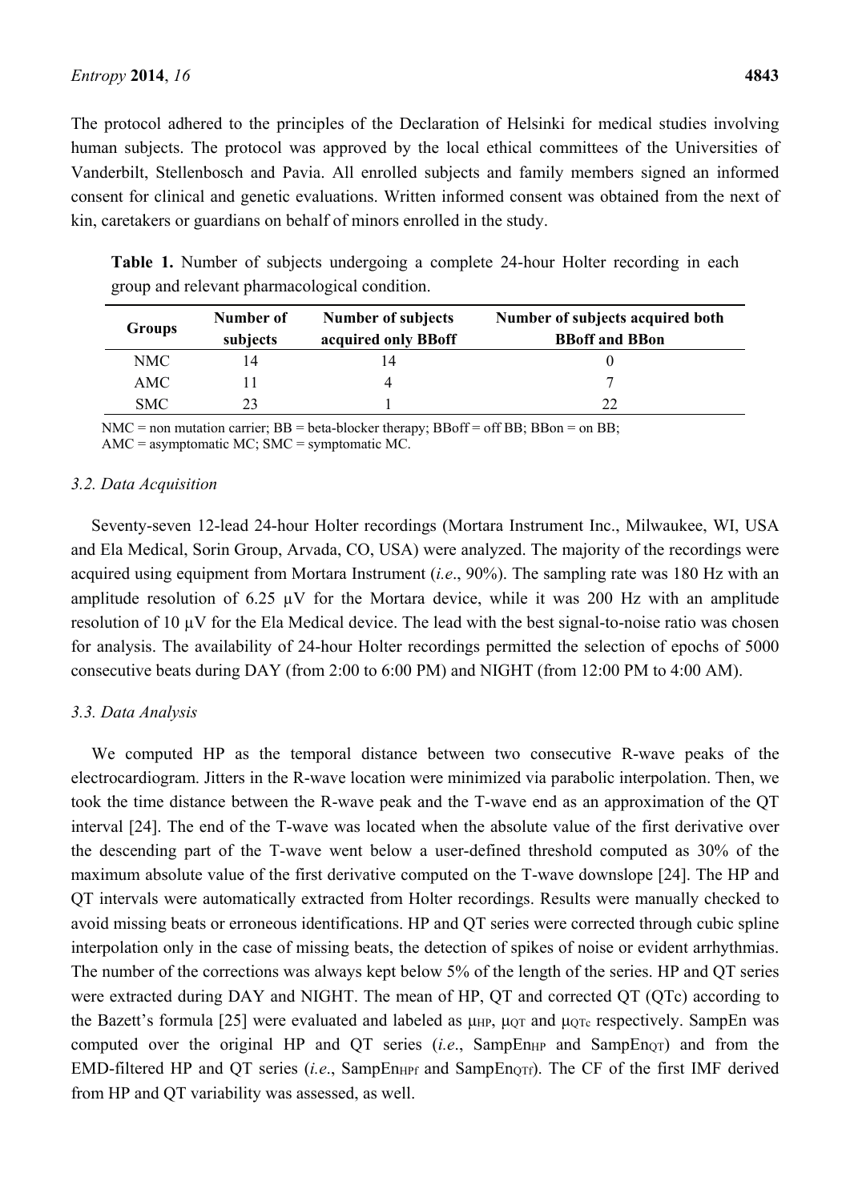The protocol adhered to the principles of the Declaration of Helsinki for medical studies involving human subjects. The protocol was approved by the local ethical committees of the Universities of Vanderbilt, Stellenbosch and Pavia. All enrolled subjects and family members signed an informed consent for clinical and genetic evaluations. Written informed consent was obtained from the next of kin, caretakers or guardians on behalf of minors enrolled in the study.

**Table 1.** Number of subjects undergoing a complete 24-hour Holter recording in each group and relevant pharmacological condition.

| Groups | Number of subjects | Number of subjects acquired only BBoff | Number of subjects acquired both BBoff and BBon |
|---|---|---|---|
| NMC | 14 | 14 | 0 |
| AMC | 11 | 4 | 7 |
| SMC | 23 | 1 | 22 |

NMC = non mutation carrier; BB = beta-blocker therapy; BBoff = off BB; BBon = on BB; AMC = asymptomatic MC; SMC = symptomatic MC.

### *3.2. Data Acquisition*

Seventy-seven 12-lead 24-hour Holter recordings (Mortara Instrument Inc., Milwaukee, WI, USA and Ela Medical, Sorin Group, Arvada, CO, USA) were analyzed. The majority of the recordings were acquired using equipment from Mortara Instrument (*i.e.*, 90%). The sampling rate was 180 Hz with an amplitude resolution of 6.25 µV for the Mortara device, while it was 200 Hz with an amplitude resolution of 10 µV for the Ela Medical device. The lead with the best signal-to-noise ratio was chosen for analysis. The availability of 24-hour Holter recordings permitted the selection of epochs of 5000 consecutive beats during DAY (from 2:00 to 6:00 PM) and NIGHT (from 12:00 PM to 4:00 AM).

### *3.3. Data Analysis*

We computed HP as the temporal distance between two consecutive R-wave peaks of the electrocardiogram. Jitters in the R-wave location were minimized via parabolic interpolation. Then, we took the time distance between the R-wave peak and the T-wave end as an approximation of the QT interval [24]. The end of the T-wave was located when the absolute value of the first derivative over the descending part of the T-wave went below a user-defined threshold computed as 30% of the maximum absolute value of the first derivative computed on the T-wave downslope [24]. The HP and QT intervals were automatically extracted from Holter recordings. Results were manually checked to avoid missing beats or erroneous identifications. HP and QT series were corrected through cubic spline interpolation only in the case of missing beats, the detection of spikes of noise or evident arrhythmias. The number of the corrections was always kept below 5% of the length of the series. HP and QT series were extracted during DAY and NIGHT. The mean of HP, QT and corrected QT (QTc) according to the Bazett's formula [25] were evaluated and labeled as $\mu_{HP}$, $\mu_{QT}$ and $\mu_{QTc}$ respectively. SampEn was computed over the original HP and QT series (*i.e.*, $SampEn_{HP}$ and $SampEn_{QT}$) and from the EMD-filtered HP and QT series (*i.e.*, $SampEn_{HPf}$ and $SampEn_{QTf}$). The CF of the first IMF derived from HP and QT variability was assessed, as well.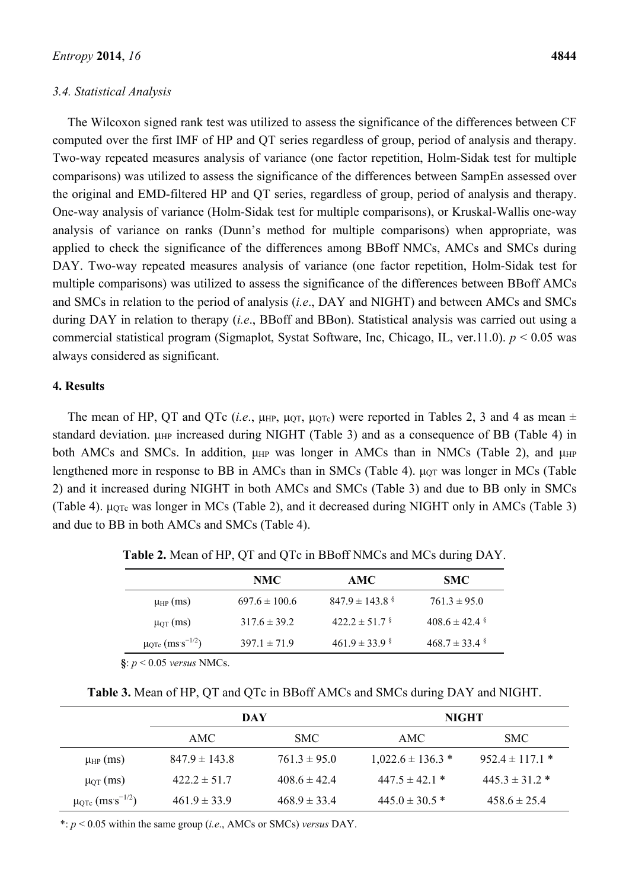### 3.4. Statistical Analysis

The Wilcoxon signed rank test was utilized to assess the significance of the differences between CF computed over the first IMF of HP and QT series regardless of group, period of analysis and therapy. Two-way repeated measures analysis of variance (one factor repetition, Holm-Sidak test for multiple comparisons) was utilized to assess the significance of the differences between SampEn assessed over the original and EMD-filtered HP and QT series, regardless of group, period of analysis and therapy. One-way analysis of variance (Holm-Sidak test for multiple comparisons), or Kruskal-Wallis one-way analysis of variance on ranks (Dunn's method for multiple comparisons) when appropriate, was applied to check the significance of the differences among BBoff NMCs, AMCs and SMCs during DAY. Two-way repeated measures analysis of variance (one factor repetition, Holm-Sidak test for multiple comparisons) was utilized to assess the significance of the differences between BBoff AMCs and SMCs in relation to the period of analysis (*i.e.*, DAY and NIGHT) and between AMCs and SMCs during DAY in relation to therapy (*i.e.*, BBoff and BBon). Statistical analysis was carried out using a commercial statistical program (Sigmaplot, Systat Software, Inc, Chicago, IL, ver.11.0). $p < 0.05$ was always considered as significant.

## 4. Results

The mean of HP, QT and QTc (*i.e.*, $\mu_{HP}$, $\mu_{QT}$, $\mu_{QTc}$) were reported in Tables 2, 3 and 4 as mean $\pm$ standard deviation. $\mu_{HP}$ increased during NIGHT (Table 3) and as a consequence of BB (Table 4) in both AMCs and SMCs. In addition, $\mu_{HP}$ was longer in AMCs than in NMCs (Table 2), and $\mu_{HP}$ lengthened more in response to BB in AMCs than in SMCs (Table 4). $\mu_{QT}$ was longer in MCs (Table 2) and it increased during NIGHT in both AMCs and SMCs (Table 3) and due to BB only in SMCs (Table 4). $\mu_{QTc}$ was longer in MCs (Table 2), and it decreased during NIGHT only in AMCs (Table 3) and due to BB in both AMCs and SMCs (Table 4).

**Table 2.** Mean of HP, QT and QTc in BBoff NMCs and MCs during DAY.

| | NMC | AMC | SMC |
|---|---|---|---|
| $\mu_{HP}$ (ms) | 697.6 ± 100.6 | 847.9 ± 143.8 § | 761.3 ± 95.0 |
| $\mu_{QT}$ (ms) | 317.6 ± 39.2 | 422.2 ± 51.7 § | 408.6 ± 42.4 § |
| $\mu_{QTc}$ ($ms \cdot s^{-1/2}$) | 397.1 ± 71.9 | 461.9 ± 33.9 § | 468.7 ± 33.4 § |

**§**: $p < 0.05$ *versus* NMCs.

**Table 3.** Mean of HP, QT and QTc in BBoff AMCs and SMCs during DAY and NIGHT.

| | DAY | | NIGHT | |
|---|---|---|---|---|
| | AMC | SMC | AMC | SMC |
| $\mu_{HP}$ (ms) | 847.9 ± 143.8 | 761.3 ± 95.0 | 1,022.6 ± 136.3 * | 952.4 ± 117.1 * |
| $\mu_{QT}$ (ms) | 422.2 ± 51.7 | 408.6 ± 42.4 | 447.5 ± 42.1 * | 445.3 ± 31.2 * |
| $\mu_{QTc}$ ($ms \cdot s^{-1/2}$) | 461.9 ± 33.9 | 468.9 ± 33.4 | 445.0 ± 30.5 * | 458.6 ± 25.4 |

*: $p < 0.05$ within the same group (*i.e.*, AMCs or SMCs) *versus* DAY.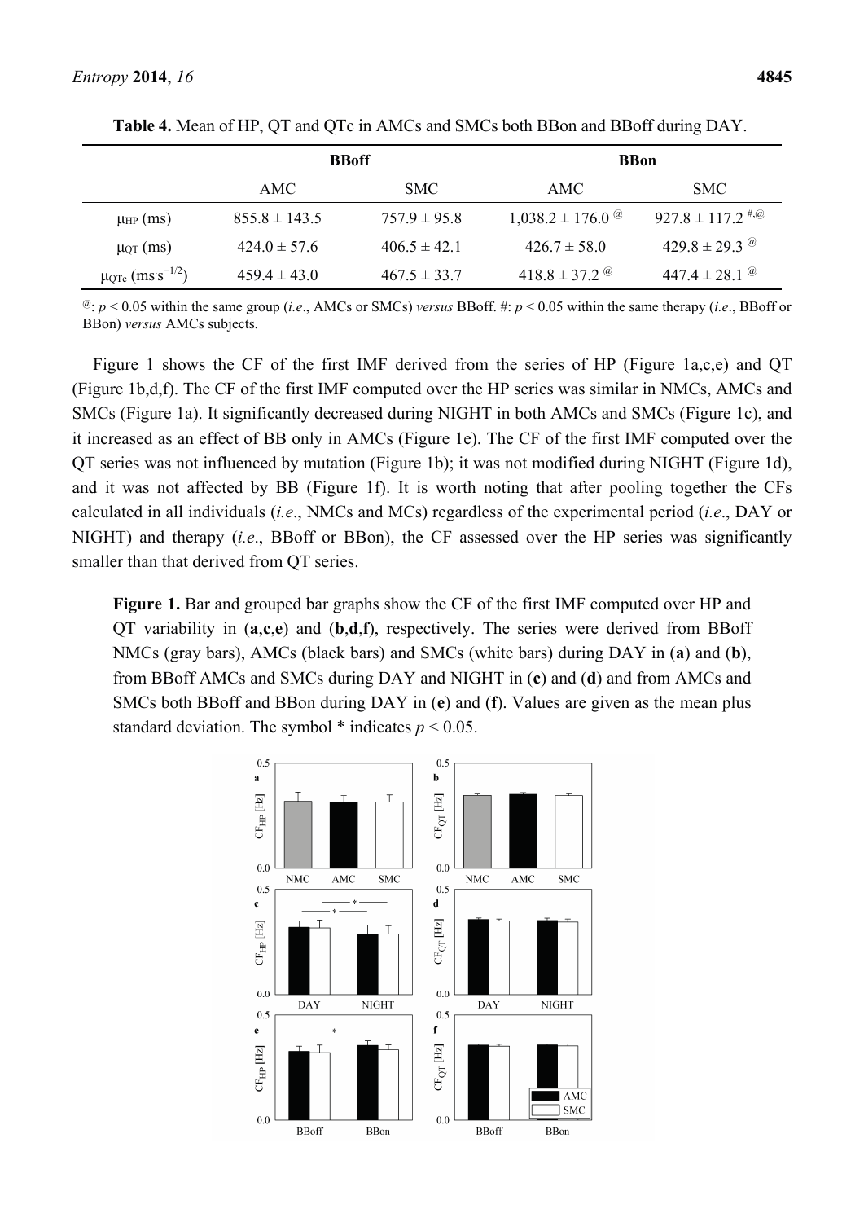**Table 4.** Mean of HP, QT and QTc in AMCs and SMCs both BBon and BBoff during DAY.

| | BBoff | | BBon | |
|---|---|---|---|---|
| | AMC | SMC | AMC | SMC |
| $\mu_{HP}$ (ms) | 855.8 ± 143.5 | 757.9 ± 95.8 | 1,038.2 ± 176.0 $^{@}$ | 927.8 ± 117.2 $^{\#,@}$ |
| $\mu_{QT}$ (ms) | 424.0 ± 57.6 | 406.5 ± 42.1 | 426.7 ± 58.0 | 429.8 ± 29.3 $^{@}$ |
| $\mu_{QTc}$ ($ms \cdot s^{-1/2}$) | 459.4 ± 43.0 | 467.5 ± 33.7 | 418.8 ± 37.2 $^{@}$ | 447.4 ± 28.1 $^{@}$ |

$^{@}$: $p < 0.05$ within the same group (*i.e.*, AMCs or SMCs) *versus* BBoff. #: $p < 0.05$ within the same therapy (*i.e.*, BBoff or BBon) *versus* AMCs subjects.

Figure 1 shows the CF of the first IMF derived from the series of HP (Figure 1a,c,e) and QT (Figure 1b,d,f). The CF of the first IMF computed over the HP series was similar in NMCs, AMCs and SMCs (Figure 1a). It significantly decreased during NIGHT in both AMCs and SMCs (Figure 1c), and it increased as an effect of BB only in AMCs (Figure 1e). The CF of the first IMF computed over the QT series was not influenced by mutation (Figure 1b); it was not modified during NIGHT (Figure 1d), and it was not affected by BB (Figure 1f). It is worth noting that after pooling together the CFs calculated in all individuals (*i.e.*, NMCs and MCs) regardless of the experimental period (*i.e.*, DAY or NIGHT) and therapy (*i.e.*, BBoff or BBon), the CF assessed over the HP series was significantly smaller than that derived from QT series.

**Figure 1.** Bar and grouped bar graphs show the CF of the first IMF computed over HP and QT variability in (**a**,**c**,**e**) and (**b**,**d**,**f**), respectively. The series were derived from BBoff NMCs (gray bars), AMCs (black bars) and SMCs (white bars) during DAY in (**a**) and (**b**), from BBoff AMCs and SMCs during DAY and NIGHT in (**c**) and (**d**) and from AMCs and SMCs both BBoff and BBon during DAY in (**e**) and (**f**). Values are given as the mean plus standard deviation. The symbol * indicates $p < 0.05$.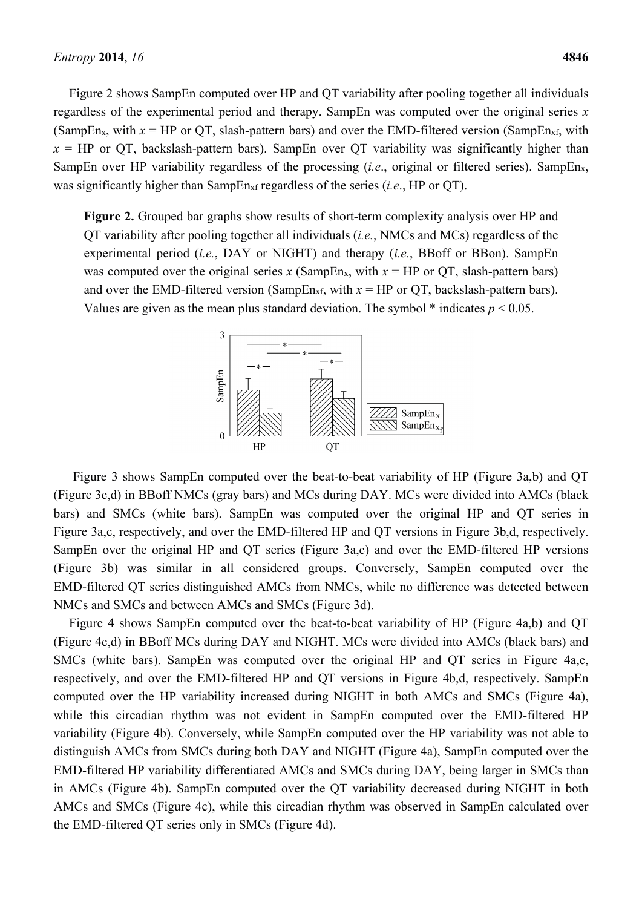Figure 2 shows SampEn computed over HP and QT variability after pooling together all individuals regardless of the experimental period and therapy. SampEn was computed over the original series $x$ ($SampEn_x$, with $x$ = HP or QT, slash-pattern bars) and over the EMD-filtered version ($SampEn_{xf}$, with $x$ = HP or QT, backslash-pattern bars). SampEn over QT variability was significantly higher than SampEn over HP variability regardless of the processing (*i.e.*, original or filtered series). $SampEn_x$, was significantly higher than $SampEn_{xf}$ regardless of the series (*i.e.*, HP or QT).

**Figure 2.** Grouped bar graphs show results of short-term complexity analysis over HP and QT variability after pooling together all individuals (*i.e.*, NMCs and MCs) regardless of the experimental period (*i.e.*, DAY or NIGHT) and therapy (*i.e.*, BBoff or BBon). SampEn was computed over the original series $x$ ($SampEn_x$, with $x$ = HP or QT, slash-pattern bars) and over the EMD-filtered version ($SampEn_{xf}$, with $x$ = HP or QT, backslash-pattern bars). Values are given as the mean plus standard deviation. The symbol * indicates $p < 0.05$.

Figure 3 shows SampEn computed over the beat-to-beat variability of HP (Figure 3a,b) and QT (Figure 3c,d) in BBoff NMCs (gray bars) and MCs during DAY. MCs were divided into AMCs (black bars) and SMCs (white bars). SampEn was computed over the original HP and QT series in Figure 3a,c, respectively, and over the EMD-filtered HP and QT versions in Figure 3b,d, respectively. SampEn over the original HP and QT series (Figure 3a,c) and over the EMD-filtered HP versions (Figure 3b) was similar in all considered groups. Conversely, SampEn computed over the EMD-filtered QT series distinguished AMCs from NMCs, while no difference was detected between NMCs and SMCs and between AMCs and SMCs (Figure 3d).

Figure 4 shows SampEn computed over the beat-to-beat variability of HP (Figure 4a,b) and QT (Figure 4c,d) in BBoff MCs during DAY and NIGHT. MCs were divided into AMCs (black bars) and SMCs (white bars). SampEn was computed over the original HP and QT series in Figure 4a,c, respectively, and over the EMD-filtered HP and QT versions in Figure 4b,d, respectively. SampEn computed over the HP variability increased during NIGHT in both AMCs and SMCs (Figure 4a), while this circadian rhythm was not evident in SampEn computed over the EMD-filtered HP variability (Figure 4b). Conversely, while SampEn computed over the HP variability was not able to distinguish AMCs from SMCs during both DAY and NIGHT (Figure 4a), SampEn computed over the EMD-filtered HP variability differentiated AMCs and SMCs during DAY, being larger in SMCs than in AMCs (Figure 4b). SampEn computed over the QT variability decreased during NIGHT in both AMCs and SMCs (Figure 4c), while this circadian rhythm was observed in SampEn calculated over the EMD-filtered QT series only in SMCs (Figure 4d).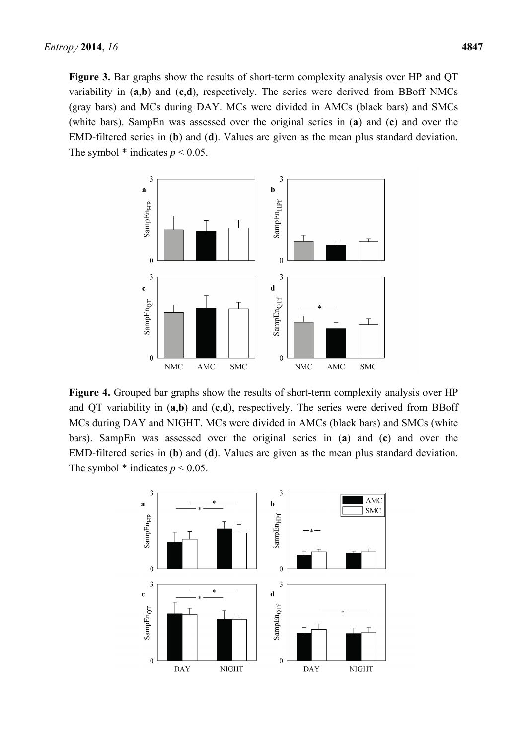**Figure 3.** Bar graphs show the results of short-term complexity analysis over HP and QT variability in (**a**,**b**) and (**c**,**d**), respectively. The series were derived from BBoff NMCs (gray bars) and MCs during DAY. MCs were divided in AMCs (black bars) and SMCs (white bars). SampEn was assessed over the original series in (**a**) and (**c**) and over the EMD-filtered series in (**b**) and (**d**). Values are given as the mean plus standard deviation. The symbol * indicates $p < 0.05$.

**Figure 4.** Grouped bar graphs show the results of short-term complexity analysis over HP and QT variability in (**a**,**b**) and (**c**,**d**), respectively. The series were derived from BBoff MCs during DAY and NIGHT. MCs were divided in AMCs (black bars) and SMCs (white bars). SampEn was assessed over the original series in (**a**) and (**c**) and over the EMD-filtered series in (**b**) and (**d**). Values are given as the mean plus standard deviation. The symbol * indicates $p < 0.05$.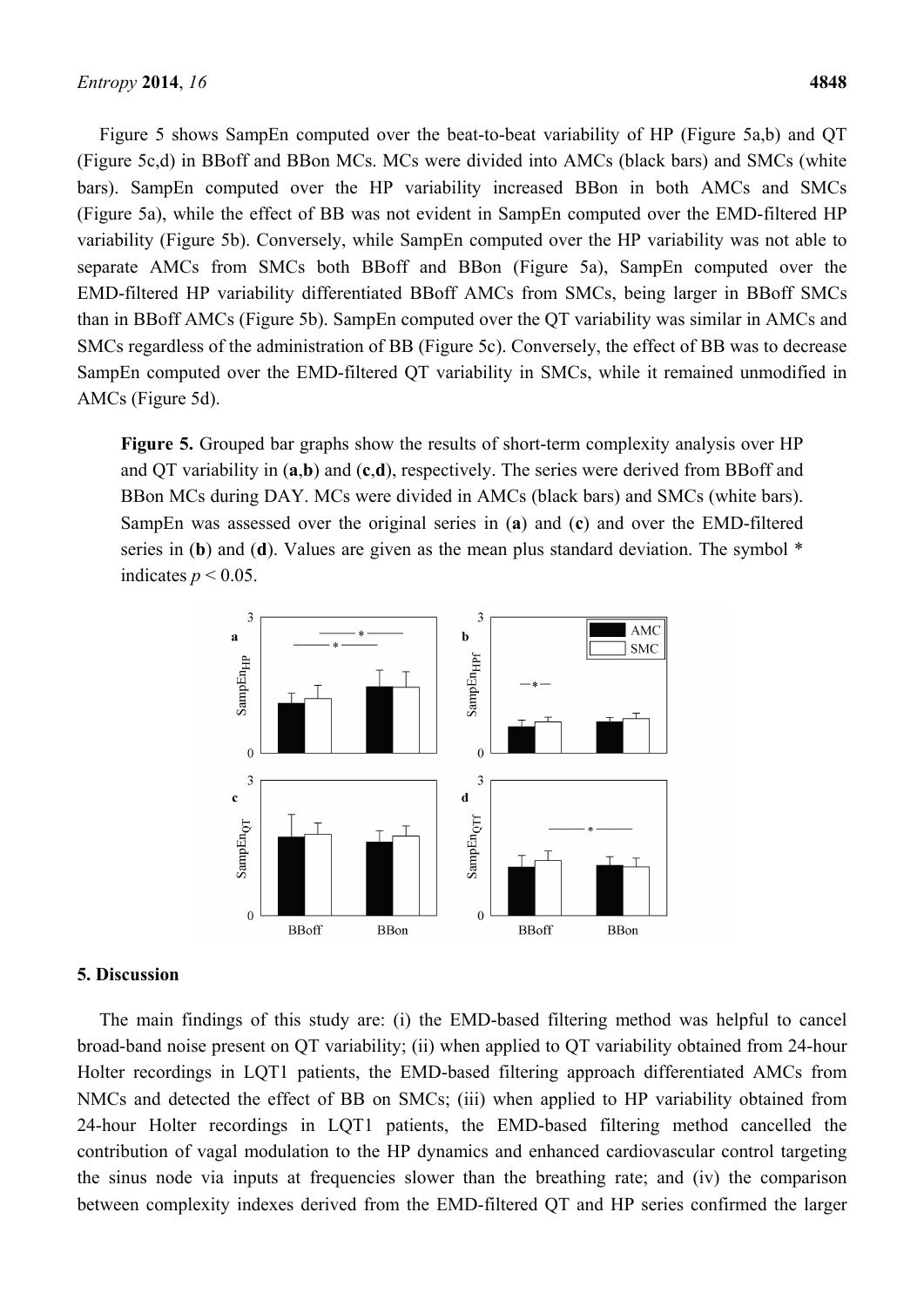Figure 5 shows SampEn computed over the beat-to-beat variability of HP (Figure 5a,b) and QT (Figure 5c,d) in BBoff and BBon MCs. MCs were divided into AMCs (black bars) and SMCs (white bars). SampEn computed over the HP variability increased BBon in both AMCs and SMCs (Figure 5a), while the effect of BB was not evident in SampEn computed over the EMD-filtered HP variability (Figure 5b). Conversely, while SampEn computed over the HP variability was not able to separate AMCs from SMCs both BBoff and BBon (Figure 5a), SampEn computed over the EMD-filtered HP variability differentiated BBoff AMCs from SMCs, being larger in BBoff SMCs than in BBoff AMCs (Figure 5b). SampEn computed over the QT variability was similar in AMCs and SMCs regardless of the administration of BB (Figure 5c). Conversely, the effect of BB was to decrease SampEn computed over the EMD-filtered QT variability in SMCs, while it remained unmodified in AMCs (Figure 5d).

**Figure 5.** Grouped bar graphs show the results of short-term complexity analysis over HP and QT variability in (**a**,**b**) and (**c**,**d**), respectively. The series were derived from BBoff and BBon MCs during DAY. MCs were divided in AMCs (black bars) and SMCs (white bars). SampEn was assessed over the original series in (**a**) and (**c**) and over the EMD-filtered series in (**b**) and (**d**). Values are given as the mean plus standard deviation. The symbol * indicates $p < 0.05$.

## 5. Discussion

The main findings of this study are: (i) the EMD-based filtering method was helpful to cancel broad-band noise present on QT variability; (ii) when applied to QT variability obtained from 24-hour Holter recordings in LQT1 patients, the EMD-based filtering approach differentiated AMCs from NMCs and detected the effect of BB on SMCs; (iii) when applied to HP variability obtained from 24-hour Holter recordings in LQT1 patients, the EMD-based filtering method cancelled the contribution of vagal modulation to the HP dynamics and enhanced cardiovascular control targeting the sinus node via inputs at frequencies slower than the breathing rate; and (iv) the comparison between complexity indexes derived from the EMD-filtered QT and HP series confirmed the larger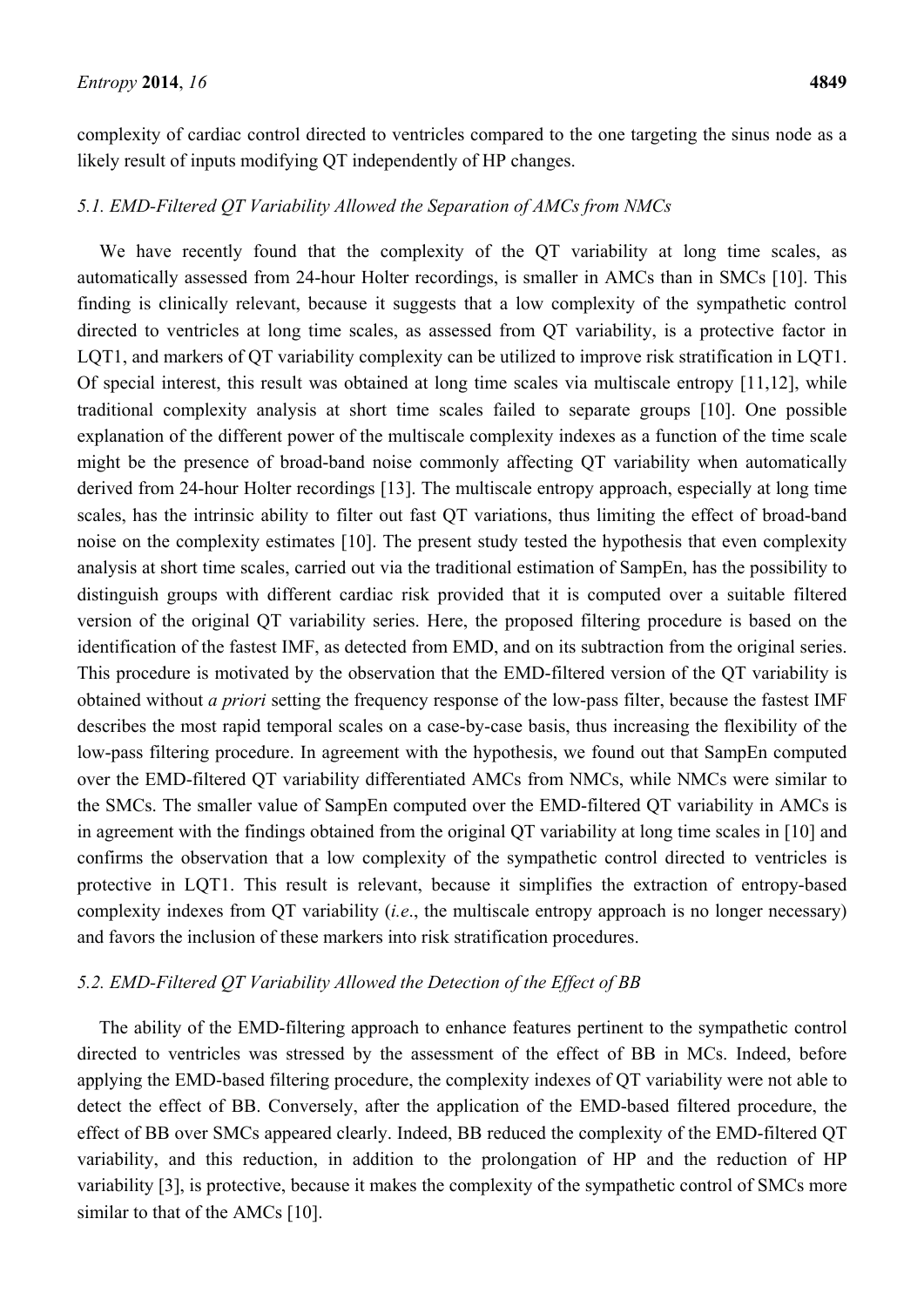complexity of cardiac control directed to ventricles compared to the one targeting the sinus node as a likely result of inputs modifying QT independently of HP changes.

### 5.1. EMD-Filtered QT Variability Allowed the Separation of AMCs from NMCs

We have recently found that the complexity of the QT variability at long time scales, as automatically assessed from 24-hour Holter recordings, is smaller in AMCs than in SMCs [10]. This finding is clinically relevant, because it suggests that a low complexity of the sympathetic control directed to ventricles at long time scales, as assessed from QT variability, is a protective factor in LQT1, and markers of QT variability complexity can be utilized to improve risk stratification in LQT1. Of special interest, this result was obtained at long time scales via multiscale entropy [11,12], while traditional complexity analysis at short time scales failed to separate groups [10]. One possible explanation of the different power of the multiscale complexity indexes as a function of the time scale might be the presence of broad-band noise commonly affecting QT variability when automatically derived from 24-hour Holter recordings [13]. The multiscale entropy approach, especially at long time scales, has the intrinsic ability to filter out fast QT variations, thus limiting the effect of broad-band noise on the complexity estimates [10]. The present study tested the hypothesis that even complexity analysis at short time scales, carried out via the traditional estimation of SampEn, has the possibility to distinguish groups with different cardiac risk provided that it is computed over a suitable filtered version of the original QT variability series. Here, the proposed filtering procedure is based on the identification of the fastest IMF, as detected from EMD, and on its subtraction from the original series. This procedure is motivated by the observation that the EMD-filtered version of the QT variability is obtained without *a priori* setting the frequency response of the low-pass filter, because the fastest IMF describes the most rapid temporal scales on a case-by-case basis, thus increasing the flexibility of the low-pass filtering procedure. In agreement with the hypothesis, we found out that SampEn computed over the EMD-filtered QT variability differentiated AMCs from NMCs, while NMCs were similar to the SMCs. The smaller value of SampEn computed over the EMD-filtered QT variability in AMCs is in agreement with the findings obtained from the original QT variability at long time scales in [10] and confirms the observation that a low complexity of the sympathetic control directed to ventricles is protective in LQT1. This result is relevant, because it simplifies the extraction of entropy-based complexity indexes from QT variability (*i.e.*, the multiscale entropy approach is no longer necessary) and favors the inclusion of these markers into risk stratification procedures.

### 5.2. EMD-Filtered QT Variability Allowed the Detection of the Effect of BB

The ability of the EMD-filtering approach to enhance features pertinent to the sympathetic control directed to ventricles was stressed by the assessment of the effect of BB in MCs. Indeed, before applying the EMD-based filtering procedure, the complexity indexes of QT variability were not able to detect the effect of BB. Conversely, after the application of the EMD-based filtered procedure, the effect of BB over SMCs appeared clearly. Indeed, BB reduced the complexity of the EMD-filtered QT variability, and this reduction, in addition to the prolongation of HP and the reduction of HP variability [3], is protective, because it makes the complexity of the sympathetic control of SMCs more similar to that of the AMCs [10].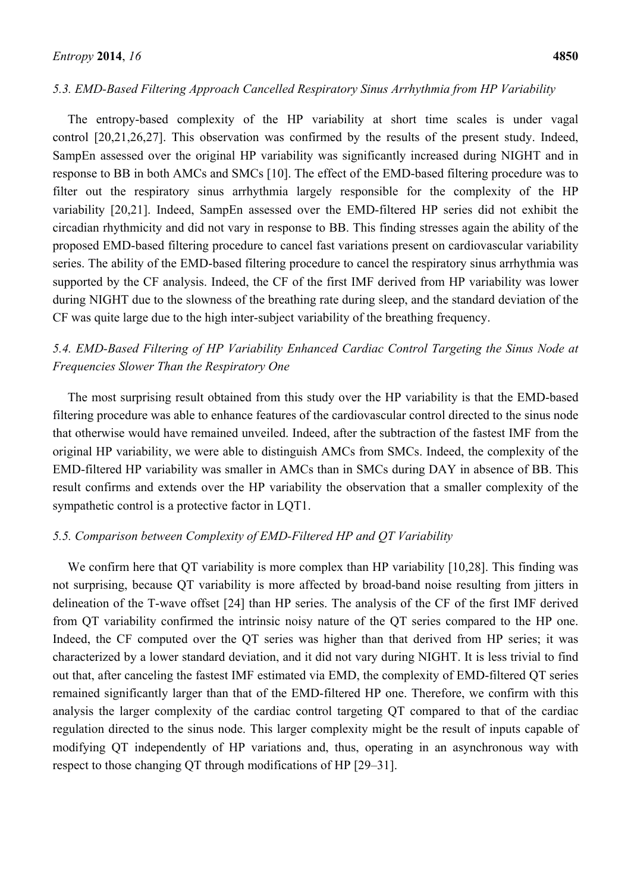### *5.3. EMD-Based Filtering Approach Cancelled Respiratory Sinus Arrhythmia from HP Variability*

The entropy-based complexity of the HP variability at short time scales is under vagal control [20,21,26,27]. This observation was confirmed by the results of the present study. Indeed, SampEn assessed over the original HP variability was significantly increased during NIGHT and in response to BB in both AMCs and SMCs [10]. The effect of the EMD-based filtering procedure was to filter out the respiratory sinus arrhythmia largely responsible for the complexity of the HP variability [20,21]. Indeed, SampEn assessed over the EMD-filtered HP series did not exhibit the circadian rhythmicity and did not vary in response to BB. This finding stresses again the ability of the proposed EMD-based filtering procedure to cancel fast variations present on cardiovascular variability series. The ability of the EMD-based filtering procedure to cancel the respiratory sinus arrhythmia was supported by the CF analysis. Indeed, the CF of the first IMF derived from HP variability was lower during NIGHT due to the slowness of the breathing rate during sleep, and the standard deviation of the CF was quite large due to the high inter-subject variability of the breathing frequency.

### *5.4. EMD-Based Filtering of HP Variability Enhanced Cardiac Control Targeting the Sinus Node at Frequencies Slower Than the Respiratory One*

The most surprising result obtained from this study over the HP variability is that the EMD-based filtering procedure was able to enhance features of the cardiovascular control directed to the sinus node that otherwise would have remained unveiled. Indeed, after the subtraction of the fastest IMF from the original HP variability, we were able to distinguish AMCs from SMCs. Indeed, the complexity of the EMD-filtered HP variability was smaller in AMCs than in SMCs during DAY in absence of BB. This result confirms and extends over the HP variability the observation that a smaller complexity of the sympathetic control is a protective factor in LQT1.

### *5.5. Comparison between Complexity of EMD-Filtered HP and QT Variability*

We confirm here that QT variability is more complex than HP variability [10,28]. This finding was not surprising, because QT variability is more affected by broad-band noise resulting from jitters in delineation of the T-wave offset [24] than HP series. The analysis of the CF of the first IMF derived from QT variability confirmed the intrinsic noisy nature of the QT series compared to the HP one. Indeed, the CF computed over the QT series was higher than that derived from HP series; it was characterized by a lower standard deviation, and it did not vary during NIGHT. It is less trivial to find out that, after canceling the fastest IMF estimated via EMD, the complexity of EMD-filtered QT series remained significantly larger than that of the EMD-filtered HP one. Therefore, we confirm with this analysis the larger complexity of the cardiac control targeting QT compared to that of the cardiac regulation directed to the sinus node. This larger complexity might be the result of inputs capable of modifying QT independently of HP variations and, thus, operating in an asynchronous way with respect to those changing QT through modifications of HP [29–31].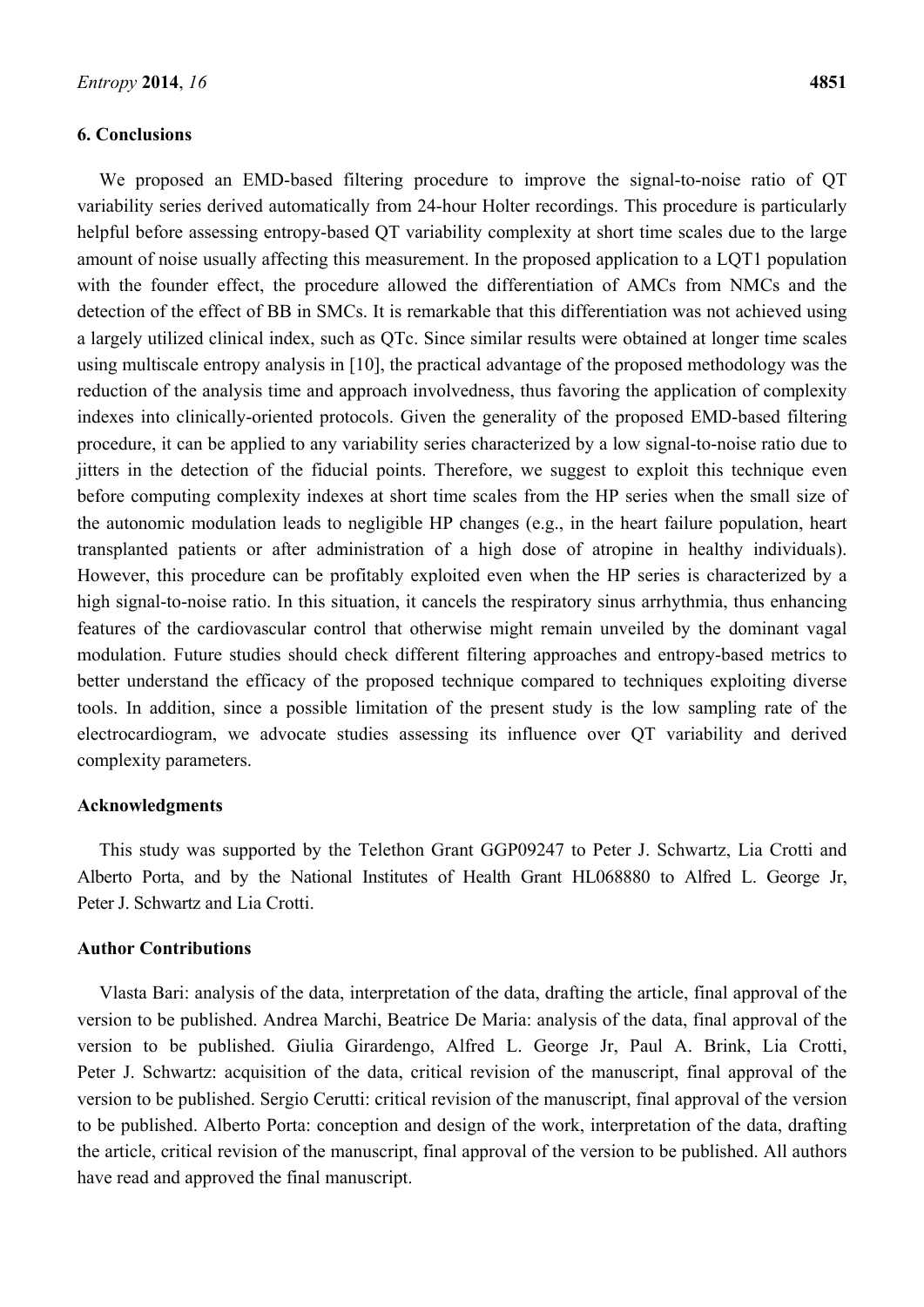## 6. Conclusions

We proposed an EMD-based filtering procedure to improve the signal-to-noise ratio of QT variability series derived automatically from 24-hour Holter recordings. This procedure is particularly helpful before assessing entropy-based QT variability complexity at short time scales due to the large amount of noise usually affecting this measurement. In the proposed application to a LQT1 population with the founder effect, the procedure allowed the differentiation of AMCs from NMCs and the detection of the effect of BB in SMCs. It is remarkable that this differentiation was not achieved using a largely utilized clinical index, such as QTc. Since similar results were obtained at longer time scales using multiscale entropy analysis in [10], the practical advantage of the proposed methodology was the reduction of the analysis time and approach involvedness, thus favoring the application of complexity indexes into clinically-oriented protocols. Given the generality of the proposed EMD-based filtering procedure, it can be applied to any variability series characterized by a low signal-to-noise ratio due to jitters in the detection of the fiducial points. Therefore, we suggest to exploit this technique even before computing complexity indexes at short time scales from the HP series when the small size of the autonomic modulation leads to negligible HP changes (e.g., in the heart failure population, heart transplanted patients or after administration of a high dose of atropine in healthy individuals). However, this procedure can be profitably exploited even when the HP series is characterized by a high signal-to-noise ratio. In this situation, it cancels the respiratory sinus arrhythmia, thus enhancing features of the cardiovascular control that otherwise might remain unveiled by the dominant vagal modulation. Future studies should check different filtering approaches and entropy-based metrics to better understand the efficacy of the proposed technique compared to techniques exploiting diverse tools. In addition, since a possible limitation of the present study is the low sampling rate of the electrocardiogram, we advocate studies assessing its influence over QT variability and derived complexity parameters.

## Acknowledgments

This study was supported by the Telethon Grant GGP09247 to Peter J. Schwartz, Lia Crotti and Alberto Porta, and by the National Institutes of Health Grant HL068880 to Alfred L. George Jr, Peter J. Schwartz and Lia Crotti.

## Author Contributions

Vlasta Bari: analysis of the data, interpretation of the data, drafting the article, final approval of the version to be published. Andrea Marchi, Beatrice De Maria: analysis of the data, final approval of the version to be published. Giulia Girardengo, Alfred L. George Jr, Paul A. Brink, Lia Crotti, Peter J. Schwartz: acquisition of the data, critical revision of the manuscript, final approval of the version to be published. Sergio Cerutti: critical revision of the manuscript, final approval of the version to be published. Alberto Porta: conception and design of the work, interpretation of the data, drafting the article, critical revision of the manuscript, final approval of the version to be published. All authors have read and approved the final manuscript.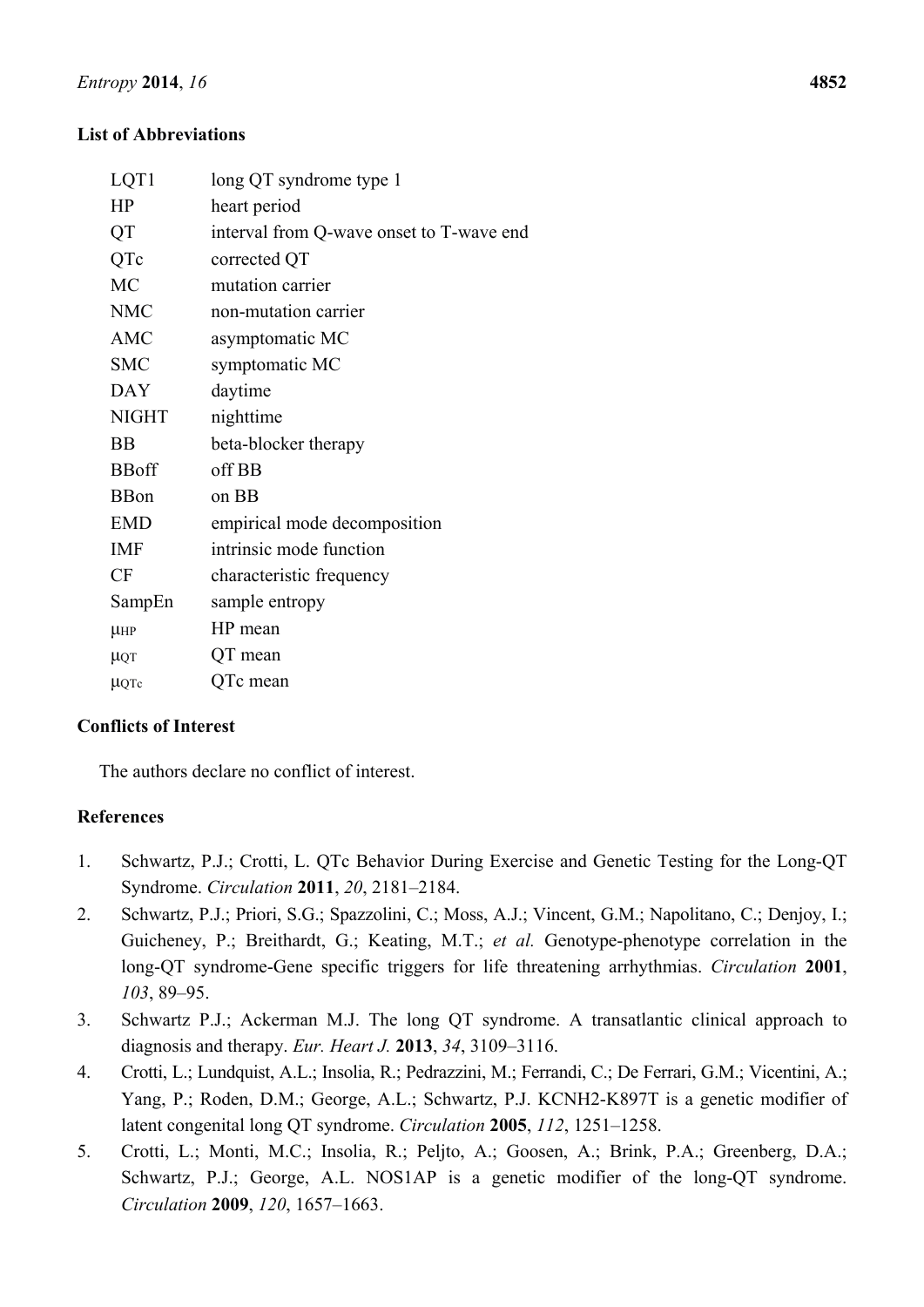## List of Abbreviations

| | |
|---|---|
| LQT1 | long QT syndrome type 1 |
| HP | heart period |
| QT | interval from Q-wave onset to T-wave end |
| QTc | corrected QT |
| MC | mutation carrier |
| NMC | non-mutation carrier |
| AMC | asymptomatic MC |
| SMC | symptomatic MC |
| DAY | daytime |
| NIGHT | nighttime |
| BB | beta-blocker therapy |
| BBoff | off BB |
| BBon | on BB |
| EMD | empirical mode decomposition |
| IMF | intrinsic mode function |
| CF | characteristic frequency |
| SampEn | sample entropy |
| $\mu_{HP}$ | HP mean |
| $\mu_{QT}$ | QT mean |
| $\mu_{QTc}$ | QTc mean |

## Conflicts of Interest

The authors declare no conflict of interest.

## References

1. Schwartz, P.J.; Crotti, L. QTc Behavior During Exercise and Genetic Testing for the Long-QT Syndrome. *Circulation* **2011**, *20*, 2181–2184.
2. Schwartz, P.J.; Priori, S.G.; Spazzolini, C.; Moss, A.J.; Vincent, G.M.; Napolitano, C.; Denjoy, I.; Guicheney, P.; Breithardt, G.; Keating, M.T.; *et al.* Genotype-phenotype correlation in the long-QT syndrome-Gene specific triggers for life threatening arrhythmias. *Circulation* **2001**, *103*, 89–95.
3. Schwartz P.J.; Ackerman M.J. The long QT syndrome. A transatlantic clinical approach to diagnosis and therapy. *Eur. Heart J.* **2013**, *34*, 3109–3116.
4. Crotti, L.; Lundquist, A.L.; Insolia, R.; Pedrazzini, M.; Ferrandi, C.; De Ferrari, G.M.; Vicentini, A.; Yang, P.; Roden, D.M.; George, A.L.; Schwartz, P.J. KCNH2-K897T is a genetic modifier of latent congenital long QT syndrome. *Circulation* **2005**, *112*, 1251–1258.
5. Crotti, L.; Monti, M.C.; Insolia, R.; Peljto, A.; Goosen, A.; Brink, P.A.; Greenberg, D.A.; Schwartz, P.J.; George, A.L. NOS1AP is a genetic modifier of the long-QT syndrome. *Circulation* **2009**, *120*, 1657–1663.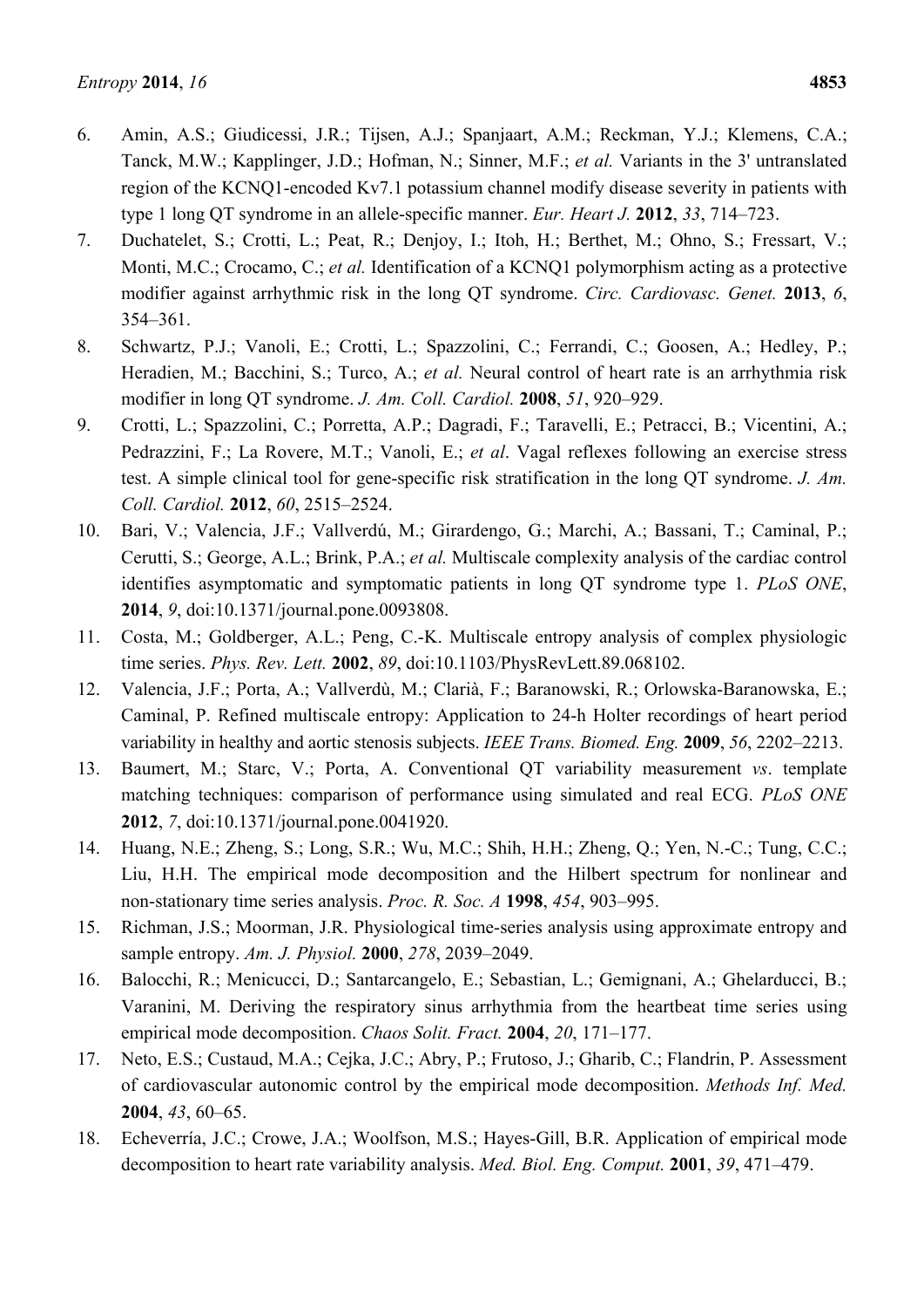6. Amin, A.S.; Giudicessi, J.R.; Tijsen, A.J.; Spanjaart, A.M.; Reckman, Y.J.; Klemens, C.A.; Tanck, M.W.; Kapplinger, J.D.; Hofman, N.; Sinner, M.F.; *et al.* Variants in the 3' untranslated region of the KCNQ1-encoded Kv7.1 potassium channel modify disease severity in patients with type 1 long QT syndrome in an allele-specific manner. *Eur. Heart J.* **2012**, *33*, 714–723.
7. Duchatelet, S.; Crotti, L.; Peat, R.; Denjoy, I.; Itoh, H.; Berthet, M.; Ohno, S.; Fressart, V.; Monti, M.C.; Crocamo, C.; *et al.* Identification of a KCNQ1 polymorphism acting as a protective modifier against arrhythmic risk in the long QT syndrome. *Circ. Cardiovasc. Genet.* **2013**, *6*, 354–361.
8. Schwartz, P.J.; Vanoli, E.; Crotti, L.; Spazzolini, C.; Ferrandi, C.; Goosen, A.; Hedley, P.; Heradien, M.; Bacchini, S.; Turco, A.; *et al.* Neural control of heart rate is an arrhythmia risk modifier in long QT syndrome. *J. Am. Coll. Cardiol.* **2008**, *51*, 920–929.
9. Crotti, L.; Spazzolini, C.; Porretta, A.P.; Dagradi, F.; Taravelli, E.; Petracci, B.; Vicentini, A.; Pedrazzini, F.; La Rovere, M.T.; Vanoli, E.; *et al*. Vagal reflexes following an exercise stress test. A simple clinical tool for gene-specific risk stratification in the long QT syndrome. *J. Am. Coll. Cardiol.* **2012**, *60*, 2515–2524.
10. Bari, V.; Valencia, J.F.; Vallverdú, M.; Girardengo, G.; Marchi, A.; Bassani, T.; Caminal, P.; Cerutti, S.; George, A.L.; Brink, P.A.; *et al.* Multiscale complexity analysis of the cardiac control identifies asymptomatic and symptomatic patients in long QT syndrome type 1. *PLoS ONE*, **2014**, *9*, doi:10.1371/journal.pone.0093808.
11. Costa, M.; Goldberger, A.L.; Peng, C.-K. Multiscale entropy analysis of complex physiologic time series. *Phys. Rev. Lett.* **2002**, *89*, doi:10.1103/PhysRevLett.89.068102.
12. Valencia, J.F.; Porta, A.; Vallverdù, M.; Clarià, F.; Baranowski, R.; Orlowska-Baranowska, E.; Caminal, P. Refined multiscale entropy: Application to 24-h Holter recordings of heart period variability in healthy and aortic stenosis subjects. *IEEE Trans. Biomed. Eng.* **2009**, *56*, 2202–2213.
13. Baumert, M.; Starc, V.; Porta, A. Conventional QT variability measurement *vs*. template matching techniques: comparison of performance using simulated and real ECG. *PLoS ONE* **2012**, *7*, doi:10.1371/journal.pone.0041920.
14. Huang, N.E.; Zheng, S.; Long, S.R.; Wu, M.C.; Shih, H.H.; Zheng, Q.; Yen, N.-C.; Tung, C.C.; Liu, H.H. The empirical mode decomposition and the Hilbert spectrum for nonlinear and non-stationary time series analysis. *Proc. R. Soc. A* **1998**, *454*, 903–995.
15. Richman, J.S.; Moorman, J.R. Physiological time-series analysis using approximate entropy and sample entropy. *Am. J. Physiol.* **2000**, *278*, 2039–2049.
16. Balocchi, R.; Menicucci, D.; Santarcangelo, E.; Sebastian, L.; Gemignani, A.; Ghelarducci, B.; Varanini, M. Deriving the respiratory sinus arrhythmia from the heartbeat time series using empirical mode decomposition. *Chaos Solit. Fract.* **2004**, *20*, 171–177.
17. Neto, E.S.; Custaud, M.A.; Cejka, J.C.; Abry, P.; Frutoso, J.; Gharib, C.; Flandrin, P. Assessment of cardiovascular autonomic control by the empirical mode decomposition. *Methods Inf. Med.* **2004**, *43*, 60–65.
18. Echeverría, J.C.; Crowe, J.A.; Woolfson, M.S.; Hayes-Gill, B.R. Application of empirical mode decomposition to heart rate variability analysis. *Med. Biol. Eng. Comput.* **2001**, *39*, 471–479.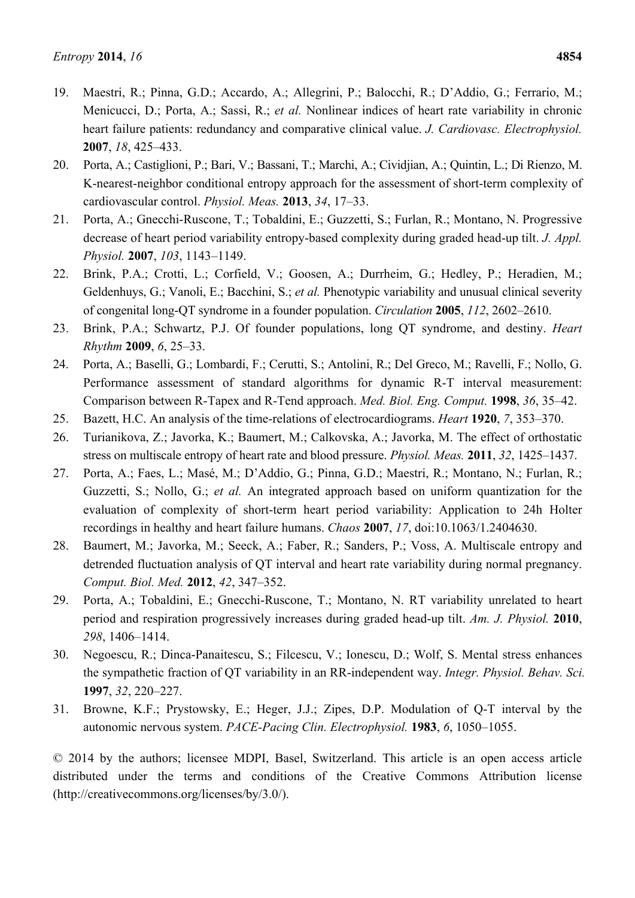19. Maestri, R.; Pinna, G.D.; Accardo, A.; Allegrini, P.; Balocchi, R.; D'Addio, G.; Ferrario, M.; Menicucci, D.; Porta, A.; Sassi, R.; *et al.* Nonlinear indices of heart rate variability in chronic heart failure patients: redundancy and comparative clinical value. *J. Cardiovasc. Electrophysiol.* **2007**, *18*, 425–433.
20. Porta, A.; Castiglioni, P.; Bari, V.; Bassani, T.; Marchi, A.; Cividjian, A.; Quintin, L.; Di Rienzo, M. K-nearest-neighbor conditional entropy approach for the assessment of short-term complexity of cardiovascular control. *Physiol. Meas.* **2013**, *34*, 17–33.
21. Porta, A.; Gnecchi-Ruscone, T.; Tobaldini, E.; Guzzetti, S.; Furlan, R.; Montano, N. Progressive decrease of heart period variability entropy-based complexity during graded head-up tilt. *J. Appl. Physiol.* **2007**, *103*, 1143–1149.
22. Brink, P.A.; Crotti, L.; Corfield, V.; Goosen, A.; Durrheim, G.; Hedley, P.; Heradien, M.; Geldenhuys, G.; Vanoli, E.; Bacchini, S.; *et al.* Phenotypic variability and unusual clinical severity of congenital long-QT syndrome in a founder population. *Circulation* **2005**, *112*, 2602–2610.
23. Brink, P.A.; Schwartz, P.J. Of founder populations, long QT syndrome, and destiny. *Heart Rhythm* **2009**, *6*, 25–33.
24. Porta, A.; Baselli, G.; Lombardi, F.; Cerutti, S.; Antolini, R.; Del Greco, M.; Ravelli, F.; Nollo, G. Performance assessment of standard algorithms for dynamic R-T interval measurement: Comparison between R-Tapex and R-Tend approach. *Med. Biol. Eng. Comput.* **1998**, *36*, 35–42.
25. Bazett, H.C. An analysis of the time-relations of electrocardiograms. *Heart* **1920**, *7*, 353–370.
26. Turianikova, Z.; Javorka, K.; Baumert, M.; Calkovska, A.; Javorka, M. The effect of orthostatic stress on multiscale entropy of heart rate and blood pressure. *Physiol. Meas.* **2011**, *32*, 1425–1437.
27. Porta, A.; Faes, L.; Masé, M.; D'Addio, G.; Pinna, G.D.; Maestri, R.; Montano, N.; Furlan, R.; Guzzetti, S.; Nollo, G.; *et al.* An integrated approach based on uniform quantization for the evaluation of complexity of short-term heart period variability: Application to 24h Holter recordings in healthy and heart failure humans. *Chaos* **2007**, *17*, doi:10.1063/1.2404630.
28. Baumert, M.; Javorka, M.; Seeck, A.; Faber, R.; Sanders, P.; Voss, A. Multiscale entropy and detrended fluctuation analysis of QT interval and heart rate variability during normal pregnancy. *Comput. Biol. Med.* **2012**, *42*, 347–352.
29. Porta, A.; Tobaldini, E.; Gnecchi-Ruscone, T.; Montano, N. RT variability unrelated to heart period and respiration progressively increases during graded head-up tilt. *Am. J. Physiol.* **2010**, *298*, 1406–1414.
30. Negoescu, R.; Dinca-Panaitescu, S.; Filcescu, V.; Ionescu, D.; Wolf, S. Mental stress enhances the sympathetic fraction of QT variability in an RR-independent way. *Integr. Physiol. Behav. Sci.* **1997**, *32*, 220–227.
31. Browne, K.F.; Prystowsky, E.; Heger, J.J.; Zipes, D.P. Modulation of Q-T interval by the autonomic nervous system. *PACE-Pacing Clin. Electrophysiol.* **1983**, *6*, 1050–1055.

© 2014 by the authors; licensee MDPI, Basel, Switzerland. This article is an open access article distributed under the terms and conditions of the Creative Commons Attribution license (http://creativecommons.org/licenses/by/3.0/).